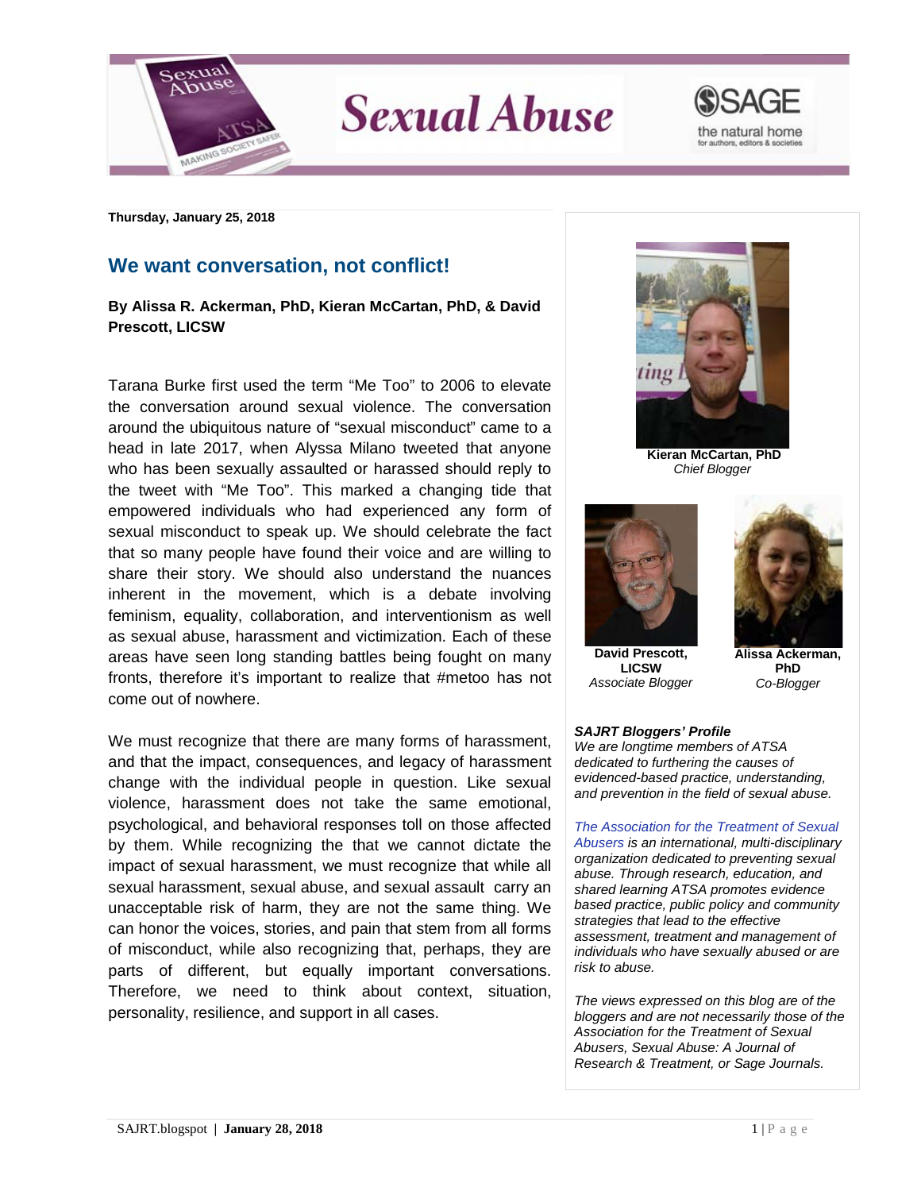Thursday, January 25, 2018

## We want conversation, not conflict!

**By Alissa R. Ackerman, PhD, Kieran McCartan, PhD, & David Prescott, LICSW**

Tarana Burke first used the term "Me Too" to 2006 to elevate the conversation around sexual violence. The conversation around the ubiquitous nature of "sexual misconduct" came to a head in late 2017, when Alyssa Milano tweeted that anyone who has been sexually assaulted or harassed should reply to the tweet with "Me Too". This marked a changing tide that empowered individuals who had experienced any form of sexual misconduct to speak up. We should celebrate the fact that so many people have found their voice and are willing to share their story. We should also understand the nuances inherent in the movement, which is a debate involving feminism, equality, collaboration, and interventionism as well as sexual abuse, harassment and victimization. Each of these areas have seen long standing battles being fought on many fronts, therefore it's important to realize that #metoo has not come out of nowhere.

We must recognize that there are many forms of harassment, and that the impact, consequences, and legacy of harassment change with the individual people in question. Like sexual violence, harassment does not take the same emotional, psychological, and behavioral responses toll on those affected by them. While recognizing the that we cannot dictate the impact of sexual harassment, we must recognize that while all sexual harassment, sexual abuse, and sexual assault carry an unacceptable risk of harm, they are not the same thing. We can honor the voices, stories, and pain that stem from all forms of misconduct, while also recognizing that, perhaps, they are parts of different, but equally important conversations. Therefore, we need to think about context, situation, personality, resilience, and support in all cases.

**Kieran McCartan, PhD**
*Chief Blogger*

**David Prescott, LICSW**
*Associate Blogger*

**Alissa Ackerman, PhD**
*Co-Blogger*

***SAJRT Bloggers' Profile***
*We are longtime members of ATSA dedicated to furthering the causes of evidenced-based practice, understanding, and prevention in the field of sexual abuse.*

*The Association for the Treatment of Sexual Abusers is an international, multi-disciplinary organization dedicated to preventing sexual abuse. Through research, education, and shared learning ATSA promotes evidence based practice, public policy and community strategies that lead to the effective assessment, treatment and management of individuals who have sexually abused or are risk to abuse.*

*The views expressed on this blog are of the bloggers and are not necessarily those of the Association for the Treatment of Sexual Abusers, Sexual Abuse: A Journal of Research & Treatment, or Sage Journals.*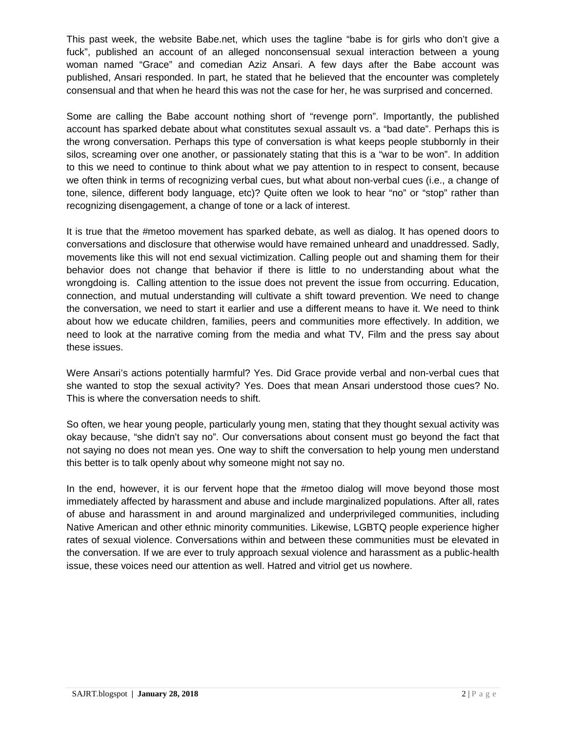This past week, the website Babe.net, which uses the tagline "babe is for girls who don't give a fuck", published an account of an alleged nonconsensual sexual interaction between a young woman named "Grace" and comedian Aziz Ansari. A few days after the Babe account was published, Ansari responded. In part, he stated that he believed that the encounter was completely consensual and that when he heard this was not the case for her, he was surprised and concerned.

Some are calling the Babe account nothing short of "revenge porn". Importantly, the published account has sparked debate about what constitutes sexual assault vs. a "bad date". Perhaps this is the wrong conversation. Perhaps this type of conversation is what keeps people stubbornly in their silos, screaming over one another, or passionately stating that this is a "war to be won". In addition to this we need to continue to think about what we pay attention to in respect to consent, because we often think in terms of recognizing verbal cues, but what about non-verbal cues (i.e., a change of tone, silence, different body language, etc)? Quite often we look to hear "no" or "stop" rather than recognizing disengagement, a change of tone or a lack of interest.

It is true that the #metoo movement has sparked debate, as well as dialog. It has opened doors to conversations and disclosure that otherwise would have remained unheard and unaddressed. Sadly, movements like this will not end sexual victimization. Calling people out and shaming them for their behavior does not change that behavior if there is little to no understanding about what the wrongdoing is. Calling attention to the issue does not prevent the issue from occurring. Education, connection, and mutual understanding will cultivate a shift toward prevention. We need to change the conversation, we need to start it earlier and use a different means to have it. We need to think about how we educate children, families, peers and communities more effectively. In addition, we need to look at the narrative coming from the media and what TV, Film and the press say about these issues.

Were Ansari's actions potentially harmful? Yes. Did Grace provide verbal and non-verbal cues that she wanted to stop the sexual activity? Yes. Does that mean Ansari understood those cues? No. This is where the conversation needs to shift.

So often, we hear young people, particularly young men, stating that they thought sexual activity was okay because, "she didn't say no". Our conversations about consent must go beyond the fact that not saying no does not mean yes. One way to shift the conversation to help young men understand this better is to talk openly about why someone might not say no.

In the end, however, it is our fervent hope that the #metoo dialog will move beyond those most immediately affected by harassment and abuse and include marginalized populations. After all, rates of abuse and harassment in and around marginalized and underprivileged communities, including Native American and other ethnic minority communities. Likewise, LGBTQ people experience higher rates of sexual violence. Conversations within and between these communities must be elevated in the conversation. If we are ever to truly approach sexual violence and harassment as a public-health issue, these voices need our attention as well. Hatred and vitriol get us nowhere.